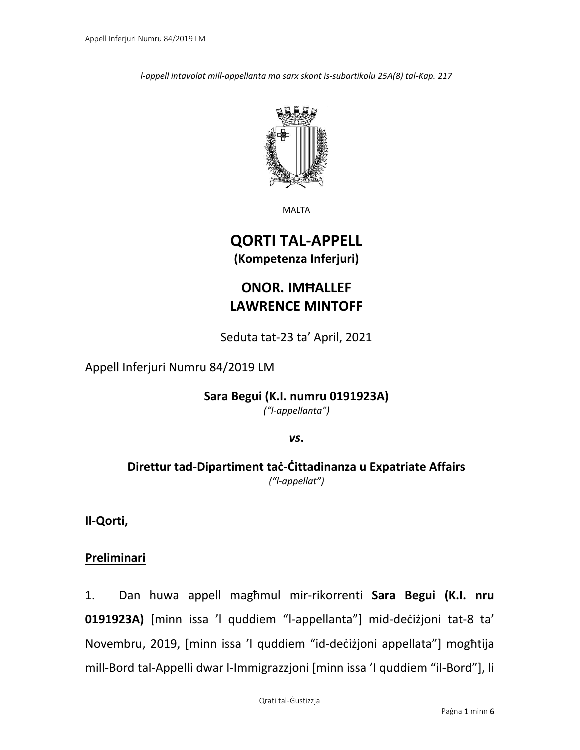*l-appell intavolat mill-appellanta ma sarx skont is-subartikolu 25A(8) tal-Kap. 217*

MALTA

# QORTI TAL-APPELL
**(Kompetenza Inferjuri)**

## ONOR. IMĦALLEF LAWRENCE MINTOFF

Seduta tat-23 ta' April, 2021

Appell Inferjuri Numru 84/2019 LM

**Sara Begui (K.I. numru 0191923A)**
*("l-appellanta")*

***vs.***

**Direttur tad-Dipartiment taċ-Ċittadinanza u Expatriate Affairs**
*("l-appellat")*

**Il-Qorti,**

**Preliminari**

1. Dan huwa appell magħmul mir-rikorrenti **Sara Begui (K.I. nru 0191923A)** [minn issa 'l quddiem "l-appellanta"] mid-deċiżjoni tat-8 ta' Novembru, 2019, [minn issa 'l quddiem "id-deċiżjoni appellata"] mogħtija mill-Bord tal-Appelli dwar l-Immigrazzjoni [minn issa 'l quddiem "il-Bord"], li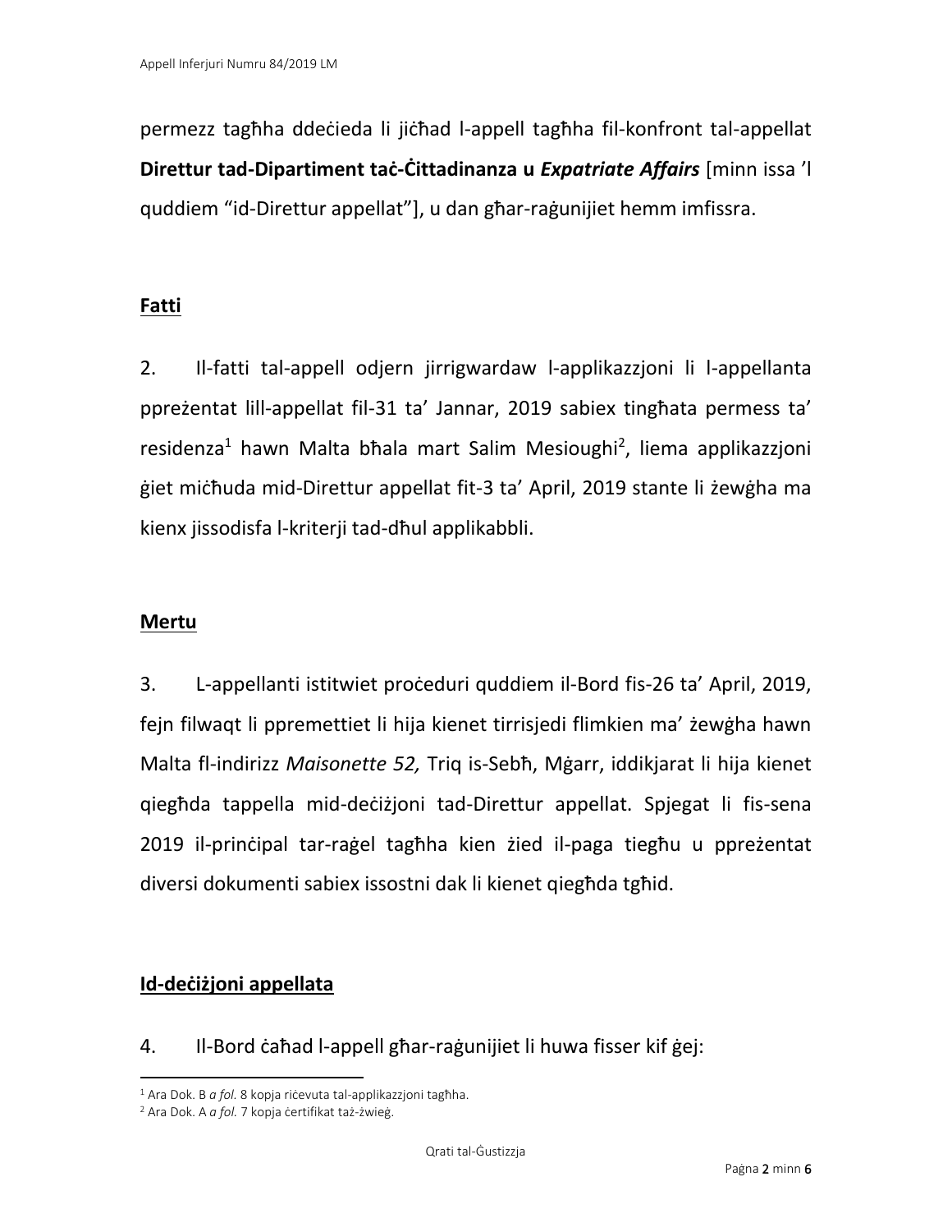permezz tagħha ddeċieda li jiċħad l-appell tagħha fil-konfront tal-appellat **Direttur tad-Dipartiment taċ-Ċittadinanza u *Expatriate Affairs*** [minn issa 'l quddiem "id-Direttur appellat"], u dan għar-raġunijiet hemm imfissra.

## Fatti

2. Il-fatti tal-appell odjern jirrigwardaw l-applikazzjoni li l-appellanta ppreżentat lill-appellat fil-31 ta' Jannar, 2019 sabiex tingħata permess ta' residenza[1] hawn Malta bħala mart Salim Mesioughi[2], liema applikazzjoni ġiet miċħuda mid-Direttur appellat fit-3 ta' April, 2019 stante li żewġha ma kienx jissodisfa l-kriterji tad-dħul applikabbli.

## Mertu

3. L-appellanti istitwiet proċeduri quddiem il-Bord fis-26 ta' April, 2019, fejn filwaqt li ppremettiet li hija kienet tirrisjedi flimkien ma' żewġha hawn Malta fl-indirizz *Maisonette 52,* Triq is-Sebħ, Mġarr, iddikjarat li hija kienet qiegħda tappella mid-deċiżjoni tad-Direttur appellat. Spjegat li fis-sena 2019 il-prinċipal tar-raġel tagħha kien żied il-paga tiegħu u ppreżentat diversi dokumenti sabiex issostni dak li kienet qiegħda tgħid.

## Id-deċiżjoni appellata

4. Il-Bord ċaħad l-appell għar-raġunijiet li huwa fisser kif ġej:

---

[1] Ara Dok. B *a fol.* 8 kopja riċevuta tal-applikazzjoni tagħha.

[2] Ara Dok. A *a fol.* 7 kopja ċertifikat taż-żwieġ.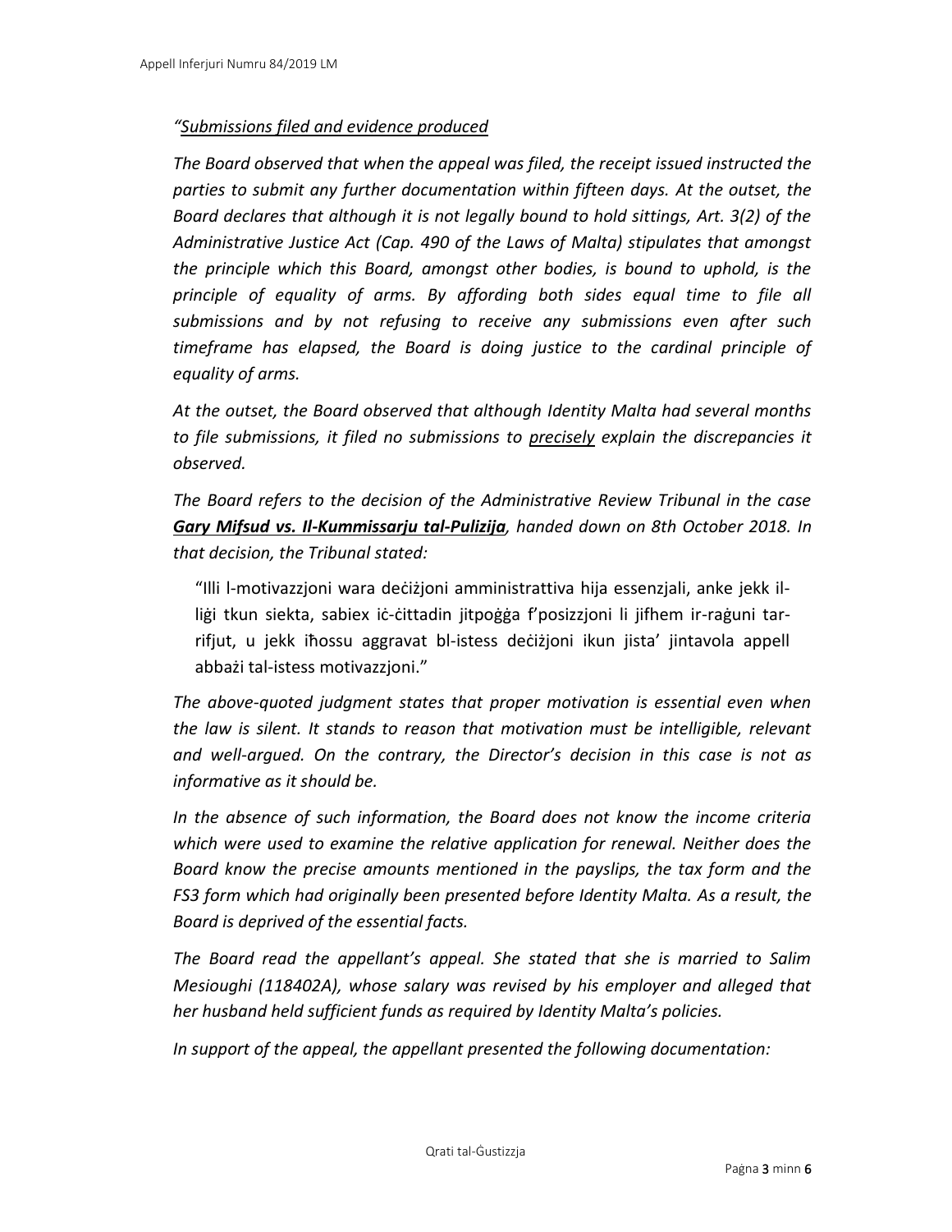*"<u>Submissions filed and evidence produced</u>*

*The Board observed that when the appeal was filed, the receipt issued instructed the parties to submit any further documentation within fifteen days. At the outset, the Board declares that although it is not legally bound to hold sittings, Art. 3(2) of the Administrative Justice Act (Cap. 490 of the Laws of Malta) stipulates that amongst the principle which this Board, amongst other bodies, is bound to uphold, is the principle of equality of arms. By affording both sides equal time to file all submissions and by not refusing to receive any submissions even after such timeframe has elapsed, the Board is doing justice to the cardinal principle of equality of arms.*

*At the outset, the Board observed that although Identity Malta had several months to file submissions, it filed no submissions to <u>precisely</u> explain the discrepancies it observed.*

*The Board refers to the decision of the Administrative Review Tribunal in the case **<u>Gary Mifsud vs. Il-Kummissarju tal-Pulizija</u>**, handed down on 8th October 2018. In that decision, the Tribunal stated:*

> "Illi l-motivazzjoni wara deċiżjoni amministrattiva hija essenzjali, anke jekk il-liġi tkun siekta, sabiex iċ-ċittadin jitpoġġa f'posizzjoni li jifhem ir-raġuni tar-rifjut, u jekk iħossu aggravat bl-istess deċiżjoni ikun jista' jintavola appell abbażi tal-istess motivazzjoni."

*The above-quoted judgment states that proper motivation is essential even when the law is silent. It stands to reason that motivation must be intelligible, relevant and well-argued. On the contrary, the Director's decision in this case is not as informative as it should be.*

*In the absence of such information, the Board does not know the income criteria which were used to examine the relative application for renewal. Neither does the Board know the precise amounts mentioned in the payslips, the tax form and the FS3 form which had originally been presented before Identity Malta. As a result, the Board is deprived of the essential facts.*

*The Board read the appellant's appeal. She stated that she is married to Salim Mesioughi (118402A), whose salary was revised by his employer and alleged that her husband held sufficient funds as required by Identity Malta's policies.*

*In support of the appeal, the appellant presented the following documentation:*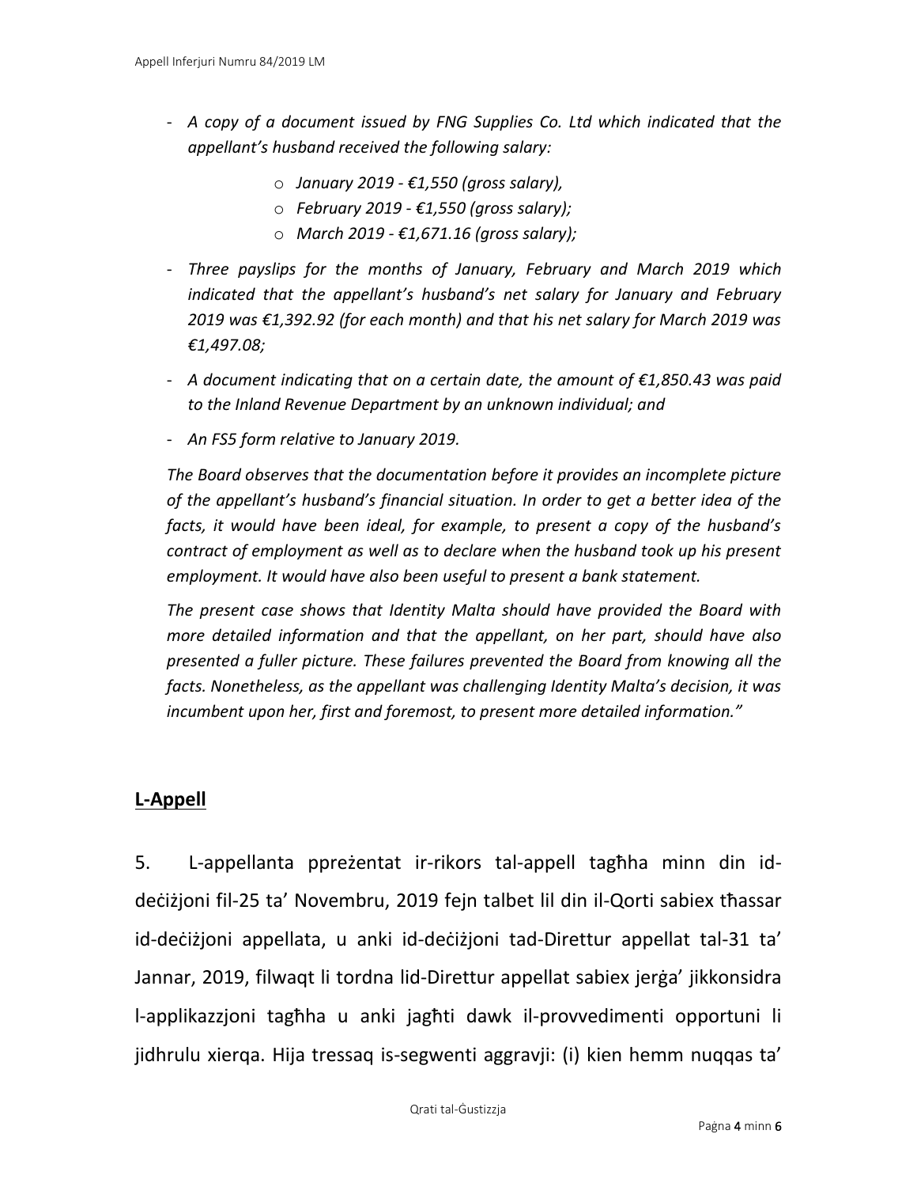- *A copy of a document issued by FNG Supplies Co. Ltd which indicated that the appellant's husband received the following salary:*
    - *January 2019 - €1,550 (gross salary),*
    - *February 2019 - €1,550 (gross salary);*
    - *March 2019 - €1,671.16 (gross salary);*
- *Three payslips for the months of January, February and March 2019 which indicated that the appellant's husband's net salary for January and February 2019 was €1,392.92 (for each month) and that his net salary for March 2019 was €1,497.08;*
- *A document indicating that on a certain date, the amount of €1,850.43 was paid to the Inland Revenue Department by an unknown individual; and*
- *An FS5 form relative to January 2019.*

*The Board observes that the documentation before it provides an incomplete picture of the appellant's husband's financial situation. In order to get a better idea of the facts, it would have been ideal, for example, to present a copy of the husband's contract of employment as well as to declare when the husband took up his present employment. It would have also been useful to present a bank statement.*

*The present case shows that Identity Malta should have provided the Board with more detailed information and that the appellant, on her part, should have also presented a fuller picture. These failures prevented the Board from knowing all the facts. Nonetheless, as the appellant was challenging Identity Malta's decision, it was incumbent upon her, first and foremost, to present more detailed information."*

## L-Appell

5. L-appellanta ppreżentat ir-rikors tal-appell tagħha minn din id-deċiżjoni fil-25 ta' Novembru, 2019 fejn talbet lil din il-Qorti sabiex tħassar id-deċiżjoni appellata, u anki id-deċiżjoni tad-Direttur appellat tal-31 ta' Jannar, 2019, filwaqt li tordna lid-Direttur appellat sabiex jerġa' jikkonsidra l-applikazzjoni tagħha u anki jagħti dawk il-provvedimenti opportuni li jidhrulu xierqa. Hija tressaq is-segwenti aggravji: (i) kien hemm nuqqas ta'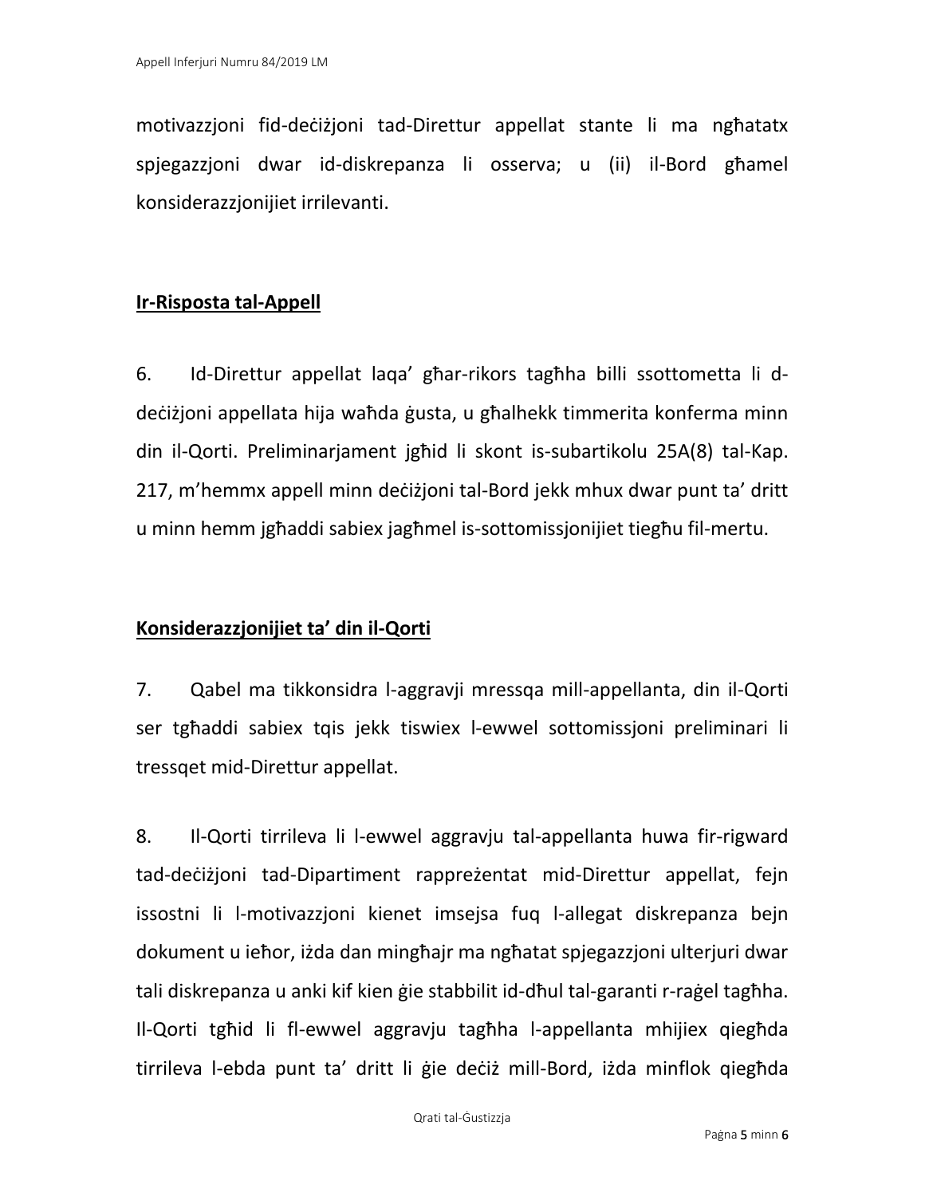motivazzjoni fid-deċiżjoni tad-Direttur appellat stante li ma ngħatatx spjegazzjoni dwar id-diskrepanza li osserva; u (ii) il-Bord għamel konsiderazzjonijiet irrilevanti.

**Ir-Risposta tal-Appell**

6. Id-Direttur appellat laqa' għar-rikors tagħha billi ssottometta li d-deċiżjoni appellata hija waħda ġusta, u għalhekk timmerita konferma minn din il-Qorti. Preliminarjament jgħid li skont is-subartikolu 25A(8) tal-Kap. 217, m'hemmx appell minn deċiżjoni tal-Bord jekk mhux dwar punt ta' dritt u minn hemm jgħaddi sabiex jagħmel is-sottomissjonijiet tiegħu fil-mertu.

**Konsiderazzjonijiet ta' din il-Qorti**

7. Qabel ma tikkonsidra l-aggravji mressqa mill-appellanta, din il-Qorti ser tgħaddi sabiex tqis jekk tiswiex l-ewwel sottomissjoni preliminari li tressqet mid-Direttur appellat.

8. Il-Qorti tirrileva li l-ewwel aggravju tal-appellanta huwa fir-rigward tad-deċiżjoni tad-Dipartiment rappreżentat mid-Direttur appellat, fejn issostni li l-motivazzjoni kienet imsejsa fuq l-allegat diskrepanza bejn dokument u ieħor, iżda dan mingħajr ma ngħatat spjegazzjoni ulterjuri dwar tali diskrepanza u anki kif kien ġie stabbilit id-dħul tal-garanti r-raġel tagħha. Il-Qorti tgħid li fl-ewwel aggravju tagħha l-appellanta mhijiex qiegħda tirrileva l-ebda punt ta' dritt li ġie deċiż mill-Bord, iżda minflok qiegħda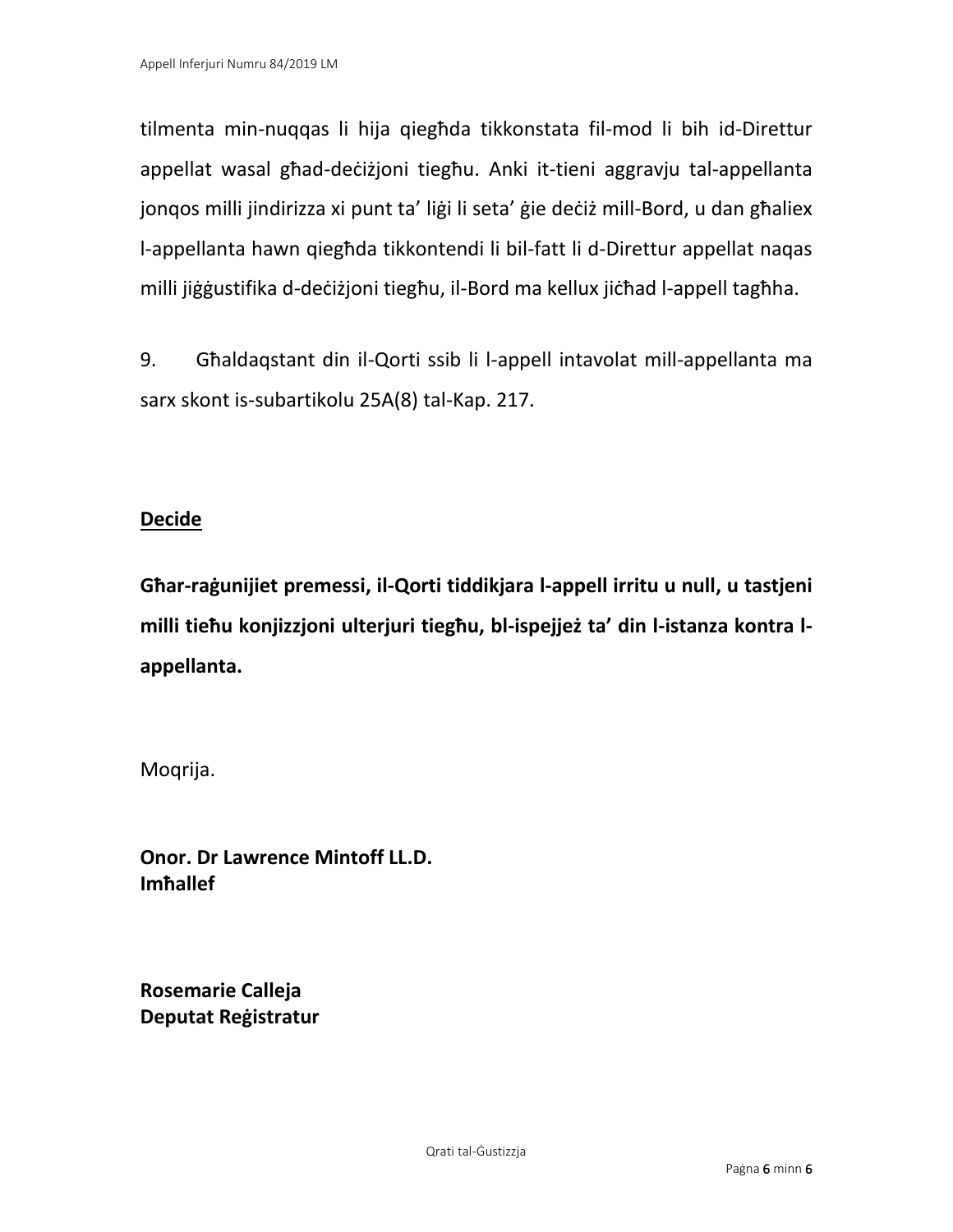tilmenta min-nuqqas li hija qiegħda tikkonstata fil-mod li bih id-Direttur appellat wasal għad-deċiżjoni tiegħu. Anki it-tieni aggravju tal-appellanta jonqos milli jindirizza xi punt ta' liġi li seta' ġie deċiż mill-Bord, u dan għaliex l-appellanta hawn qiegħda tikkontendi li bil-fatt li d-Direttur appellat naqas milli jiġġustifika d-deċiżjoni tiegħu, il-Bord ma kellux jiċħad l-appell tagħha.

9. Għaldaqstant din il-Qorti ssib li l-appell intavolat mill-appellanta ma sarx skont is-subartikolu 25A(8) tal-Kap. 217.

<u>**Decide**</u>

**Għar-raġunijiet premessi, il-Qorti tiddikjara l-appell irritu u null, u tastjeni milli tieħu konjizzjoni ulterjuri tiegħu, bl-ispejjeż ta' din l-istanza kontra l-appellanta.**

Moqrija.

**Onor. Dr Lawrence Mintoff LL.D.**
**Imħallef**

**Rosemarie Calleja**
**Deputat Reġistratur**